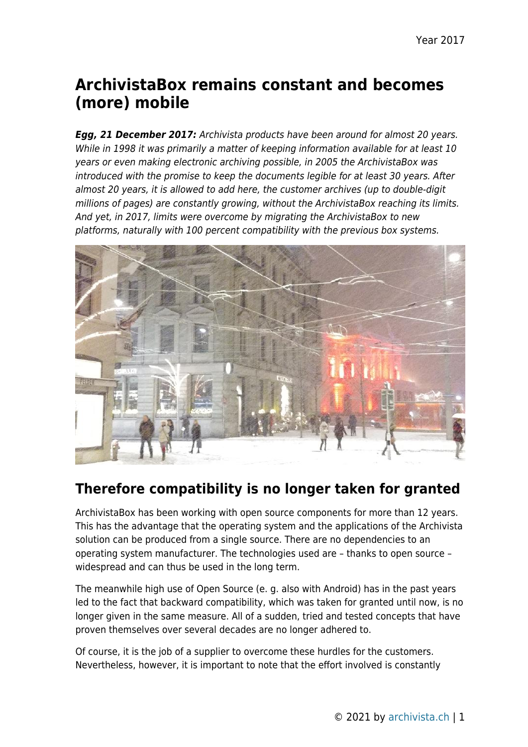# ArchivistaBox remains constant and becomes (more) mobile

***Egg, 21 December 2017:*** *Archivista products have been around for almost 20 years. While in 1998 it was primarily a matter of keeping information available for at least 10 years or even making electronic archiving possible, in 2005 the ArchivistaBox was introduced with the promise to keep the documents legible for at least 30 years. After almost 20 years, it is allowed to add here, the customer archives (up to double-digit millions of pages) are constantly growing, without the ArchivistaBox reaching its limits. And yet, in 2017, limits were overcome by migrating the ArchivistaBox to new platforms, naturally with 100 percent compatibility with the previous box systems.*

## Therefore compatibility is no longer taken for granted

ArchivistaBox has been working with open source components for more than 12 years. This has the advantage that the operating system and the applications of the Archivista solution can be produced from a single source. There are no dependencies to an operating system manufacturer. The technologies used are – thanks to open source – widespread and can thus be used in the long term.

The meanwhile high use of Open Source (e. g. also with Android) has in the past years led to the fact that backward compatibility, which was taken for granted until now, is no longer given in the same measure. All of a sudden, tried and tested concepts that have proven themselves over several decades are no longer adhered to.

Of course, it is the job of a supplier to overcome these hurdles for the customers. Nevertheless, however, it is important to note that the effort involved is constantly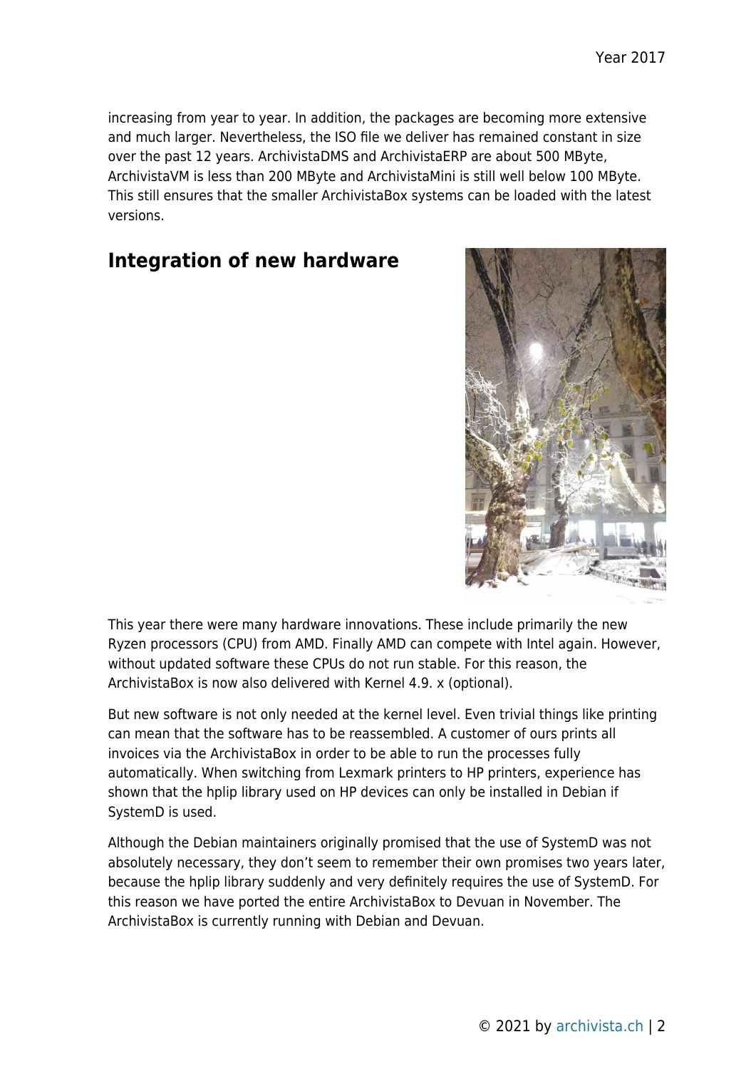increasing from year to year. In addition, the packages are becoming more extensive and much larger. Nevertheless, the ISO file we deliver has remained constant in size over the past 12 years. ArchivistaDMS and ArchivistaERP are about 500 MByte, ArchivistaVM is less than 200 MByte and ArchivistaMini is still well below 100 MByte. This still ensures that the smaller ArchivistaBox systems can be loaded with the latest versions.

## Integration of new hardware

This year there were many hardware innovations. These include primarily the new Ryzen processors (CPU) from AMD. Finally AMD can compete with Intel again. However, without updated software these CPUs do not run stable. For this reason, the ArchivistaBox is now also delivered with Kernel 4.9. x (optional).

But new software is not only needed at the kernel level. Even trivial things like printing can mean that the software has to be reassembled. A customer of ours prints all invoices via the ArchivistaBox in order to be able to run the processes fully automatically. When switching from Lexmark printers to HP printers, experience has shown that the hplip library used on HP devices can only be installed in Debian if SystemD is used.

Although the Debian maintainers originally promised that the use of SystemD was not absolutely necessary, they don't seem to remember their own promises two years later, because the hplip library suddenly and very definitely requires the use of SystemD. For this reason we have ported the entire ArchivistaBox to Devuan in November. The ArchivistaBox is currently running with Debian and Devuan.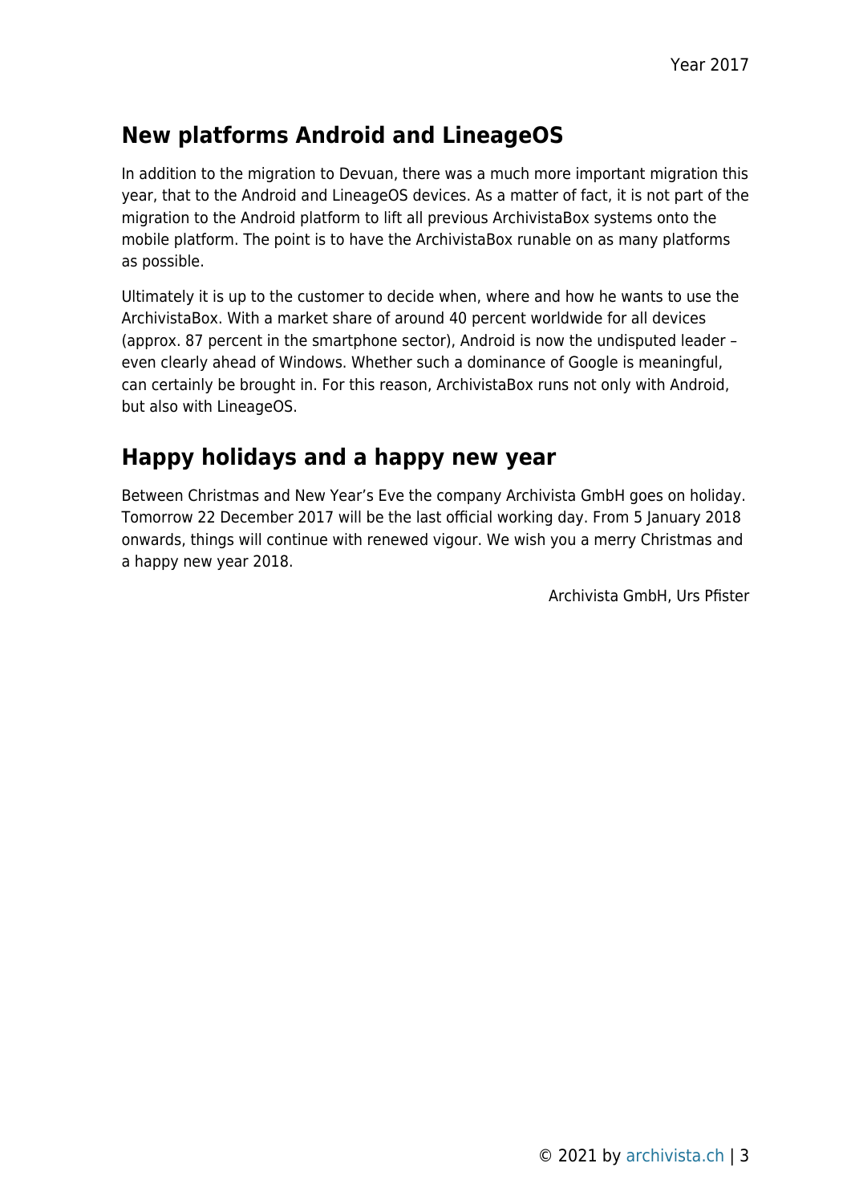## New platforms Android and LineageOS

In addition to the migration to Devuan, there was a much more important migration this year, that to the Android and LineageOS devices. As a matter of fact, it is not part of the migration to the Android platform to lift all previous ArchivistaBox systems onto the mobile platform. The point is to have the ArchivistaBox runable on as many platforms as possible.

Ultimately it is up to the customer to decide when, where and how he wants to use the ArchivistaBox. With a market share of around 40 percent worldwide for all devices (approx. 87 percent in the smartphone sector), Android is now the undisputed leader – even clearly ahead of Windows. Whether such a dominance of Google is meaningful, can certainly be brought in. For this reason, ArchivistaBox runs not only with Android, but also with LineageOS.

## Happy holidays and a happy new year

Between Christmas and New Year's Eve the company Archivista GmbH goes on holiday. Tomorrow 22 December 2017 will be the last official working day. From 5 January 2018 onwards, things will continue with renewed vigour. We wish you a merry Christmas and a happy new year 2018.

Archivista GmbH, Urs Pfister